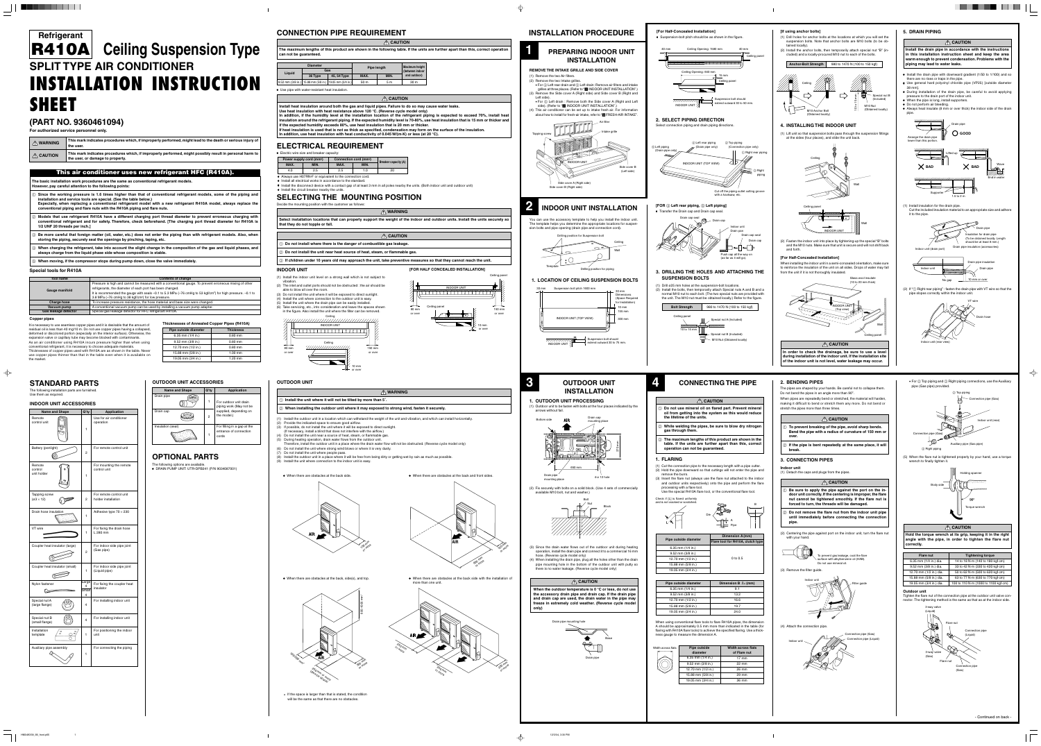# Refrigerant R410A Ceiling Suspension Type

# SPLIT TYPE AIR CONDITIONER

# INSTALLATION INSTRUCTION SHEET

## (PART NO. 9360461094)

**For authorized service personnel only.**

| | |
|---|---|
| ⚠ WARNING | This mark indicates procedures which, if improperly performed, might lead to the death or serious injury of the user. |
| ⚠ CAUTION | This mark indicates procedures which, if improperly performed, might possibly result in personal harm to the user, or damage to property. |

## This air conditioner uses new refrigerant HFC (R410A).

**The basic installation work procedures are the same as conventional refrigerant models. However, pay careful attention to the following points:**

1. **Since the working pressure is 1.6 times higher than that of conventional refrigerant models, some of the piping and installation and service tools are special. (See the table below.) Especially, when replacing a conventional refrigerant model with a new refrigerant R410A model, always replace the conventional piping and flare nuts with the R410A piping and flare nuts.**
2. **Models that use refrigerant R410A have a different charging port thread diameter to prevent erroneous charging with conventional refrigerant and for safety. Therefore, check beforehand. [The charging port thread diameter for R410A is 1/2 UNF 20 threads per inch.]**
3. **Be more careful that foreign matter (oil, water, etc.) does not enter the piping than with refrigerant models. Also, when storing the piping, securely seal the openings by pinching, taping, etc.**
4. **When charging the refrigerant, take into account the slight change in the composition of the gas and liquid phases, and always charge from the liquid phase side whose composition is stable.**
5. **When moving, if the compressor stops during pump down, close the valve immediately.**

### Special tools for R410A

| Tool name | Contents of change |
|---|---|
| Gauge manifold | Pressure is high and cannot be measured with a conventional gauge. To prevent erroneous mixing of other refrigerants, the diameter of each port has been changed. It is recommended the gauge with seals –0.1 to 5.3 MPa (–76 cmHg to 53 kgf/cm²) for high pressure. –0.1 to 3.8 MPa (–76 cmHg to 38 kgf/cm²) for low pressure. |
| Charge hose | To increase pressure resistance, the hose material and base size were changed. |
| Vacuum pump | A conventional vacuum pump can be used by installing a vacuum pump adapter. |
| Gas leakage detector | Special gas leakage detector for HFC refrigerant R410A. |

### Copper pipes

It is necessary to use seamless copper pipes and it is desirable that the amount of residual oil is less than 40 mg/10 m. Do not use copper pipes having a collapsed, deformed or discolored portion (especially on the interior surface). Otherwise, the expansion valve or capillary tube may become blocked with contaminants.
As an air conditioner using R410A incurs pressure higher than when using conventional refrigerant, it is necessary to choose adequate materials.
Thicknesses of copper pipes used with R410A are as shown in the table. Never use copper pipes thinner than that in the table even when it is available on the market.

**Thicknesses of Annealed Copper Pipes (R410A)**

| Pipe outside diameter | Thickness |
|---|---|
| 6.35 mm (1/4 in.) | 0.80 mm |
| 9.52 mm (3/8 in.) | 0.80 mm |
| 12.70 mm (1/2 in.) | 0.80 mm |
| 15.88 mm (5/8 in.) | 1.00 mm |
| 19.05 mm (3/4 in.) | 1.20 mm |

## CONNECTION PIPE REQUIREMENT

⚠ CAUTION

**The maximum lengths of this product are shown in the table. If the units are further apart than this, correct operation can not be guaranteed.**

| Diameter | | | Pipe length | | Maximum height (between indoor and outdoor) |
|---|---|---|---|---|---|
| Liquid | Gas | | MAX. | MIN. | |
| | 36 Type | 45, 54 Type | | | |
| 9.52 mm (3/8 in.) | 15.88 mm (5/8 in.) | 19.05 mm (3/4 in.) | 50 m | 5 m | 30 m |

- Use pipe with water-resistant heat insulation.

⚠ CAUTION

**Install heat insulation around both the gas and liquid pipes. Failure to do so may cause water leaks.**
**Use heat insulation with heat resistance above 120 °C. (Reverse cycle model only)**
**In addition, if the humidity level at the installation location of the refrigerant piping is expected to exceed 70%, install heat insulation around the refrigerant piping. If the expected humidity level is 70-80%, use heat insulation that is 15 mm or thicker and if the expected humidity exceeds 80%, use heat insulation that is 20 mm or thicker.**
**If heat insulation is used that is not as thick as specified, condensation may form on the surface of the insulation.**
**In addition, use heat insulation with heat conductivity of 0.045 W/(m·K) or less (at 20 °C).**

## ELECTRICAL REQUIREMENT

- Electric wire size and breaker capacity:

| Power supply cord (mm²) | | Connection cord (mm²) | | Breaker capacity (A) |
|---|---|---|---|---|
| MAX. | MIN. | MAX. | MIN. | |
| 4.0 | 2.5 | 2.5 | 1.0 | 20 |

- Always use H07RN-F or equivalent to the connection cord.
- Install all electrical works in accordance to the standard.
- Install the disconnect device with a contact gap of at least 3 mm in all poles nearby the units. (Both indoor unit and outdoor unit)
- Install the circuit breaker nearby the unit.

## SELECTING THE MOUNTING POSITION

Decide the mounting position with the customer as follows:

⚠ WARNING

**Select installation locations that can properly support the weight of the indoor and outdoor units. Install the units securely so that they do not topple or fall.**

⚠ CAUTION

1. **Do not install where there is the danger of combustible gas leakage.**
2. **Do not install the unit near heat source of heat, steam, or flammable gas.**
3. **If children under 10 years old may approach the unit, take preventive measures so that they cannot reach the unit.**

### INDOOR UNIT

(1) Install the indoor unit level on a strong wall which is not subject to vibration.
(2) The inlet and outlet ports should not be obstructed : the air should be able to blow all over the room.
(3) Do not install the unit where it will be exposed to direct sunlight.
(4) Install the unit where connection to the outdoor unit is easy.
(5) Install the unit where the drain pipe can be easily installed.
(6) Take servicing, etc., into consideration and leave the spaces shown in the figure. Also install the unit where the filter can be removed.

**[FOR HALF CONCEALED INSTALLATION]**

Ceiling panel, INDOOR UNIT, Ceiling panel, 90 mm or over, 150 mm or over, 10 mm or over, Ceiling, INDOOR UNIT, 90 mm or over, 150 mm or over, 10 mm or over

## STANDARD PARTS

The following installation parts are furnished. Use them as required.

### INDOOR UNIT ACCESSORIES

| Name and Shape | Q'ty | Application |
|---|---|---|
| Remote control unit | 1 | Use for air conditioner operation |
| Battery (penlight) | 2 | For remote control unit |
| Remote control unit holder | 1 | For mounting the remote control unit |
| Tapping screw (ø3 × 12) | 2 | For remote control unit holder installation |
| Drain hose insulation | 1 | Adhesive type 70 × 230 |
| VT wire | 1 | For fixing the drain hose L 280 mm |
| Coupler heat insulator (large) | 1 | For indoor side pipe joint (Gas pipe) |
| Coupler heat insulator (small) | 1 | For indoor side pipe joint (Liquid pipe) |
| Nylon fastener | Large 4 / Small 4 | For fixing the coupler heat insulator |
| Special nut A (large flange) | 4 | For installing indoor unit |
| Special nut B (small flange) | 4 | For installing indoor unit |
| Installation template | 1 | For positioning the indoor unit |
| Auxiliary pipe assembly | 1 | For connecting the piping |

### OUTDOOR UNIT ACCESSORIES

| Name and Shape | Q'ty | Application |
|---|---|---|
| Drain pipe | 1 | For outdoor unit drain piping work (May not be supplied, depending on the model.) |
| Drain cap | 2 | |
| Insulation (seal) | 1 | For filling in a gap at the entrance of connection cords |

## OPTIONAL PARTS

The following options are available.
- DRAIN PUMP UNIT: UTR-DPB241 (P/N 9034067601)

### OUTDOOR UNIT

⚠ CAUTION

1. **Install the unit where it will not be tilted by more than 5°.**
2. **When installing the outdoor unit where it may exposed to strong wind, fasten it securely.**

(1) Install the outdoor unit in a location which can withstand the weight of the unit and vibration, and which can install horizontally.
(2) Provide the indicated space to ensure good airflow.
(3) If possible, do not install the unit where it will be exposed to direct sunlight. (If necessary, install a blind that does not interfere with the airflow.)
(4) Do not install the unit near a source of heat, steam, or flammable gas.
(5) During heating operation, drain water flows from the outdoor unit. Therefore, install the outdoor unit in a place where the drain water flow will not be obstructed. (Reverse cycle model only)
(6) Do not install the unit where strong wind blows or where it is very dusty.
(7) Do not install the unit where people pass.
(8) Install the outdoor unit in a place where it will be free from being dirty or getting wet by rain as much as possible.
(9) Install the unit where connection to the indoor unit is easy.

- When there are obstacles at the back side.
- When there are obstacles at the back and front sides.
- When there are obstacles at the back, side(s), and top.
- When there are obstacles at the back side with the installation of more than one unit.
- If the space is larger than that is stated, the condition will be the same as that there are no obstacles.

## INSTALLATION PROCEDURE

## 1 PREPARING INDOOR UNIT INSTALLATION

**REMOVE THE INTAKE GRILLE AND SIDE COVER**

(1) Remove the two Air filters.
(2) Remove the two Intake grilles.
• For ① Left rear drain and ② Left drain: Remove air filters and intake grilles at three places. (Refer to "2 INDOOR UNIT INSTALLATION".)
(3) Remove the Side cover A (Right side) and Side cover B (Right and Left side).
• For ② Left drain : Remove both the Side cover A (Right and Left side). (Refer to "2 INDOOR UNIT INSTALLATION".)
(4) This air conditioner can be set up to intake fresh air. For information about how to install for fresh air intake, refer to "FRESH-AIR INTAKE".

Air filter, Intake grille, Tapping screw, INDOOR UNIT, Side cover B (Left side), Side cover A (Right side), Side cover B (Right side)

**2. SELECT PIPING DIRECTION**

Select connection piping and drain piping directions.

② Left piping (Drain pipe only), ① Top piping (Drain pipe only), ③ Top piping (Connection pipe only), ④ Right rear piping, INDOOR UNIT (TOP VIEW), ⑤ Right piping, Cut off the piping outlet cutting groove with a hacksaw, etc.

**[FOR ② Left rear piping, ② Left piping]**

- Transfer the Drain cap and Drain cap seal.

Drain cap seal, Drain cap, Indoor unit, Drain pipe, Drain cap seal, Drain cap, Push cap all the way on (as far as it will go)

## 2 INDOOR UNIT INSTALLATION

You can use the accessory template to help you install the indoor unit. The template helps you determine the appropriate locations for suspension bolts and pipe opening (drain pipe and connection cord).

Drilling position for Suspension bolt, Ceiling, Template, Drilling position for piping

**1. LOCATION OF CEILING SUSPENSION BOLTS**

20 mm, Suspension bolt pitch 1600 mm, 20 mm, Dimensions (Space Required for Installation), 10 mm, 150 mm, 300 mm, INDOOR UNIT (TOP VIEW), Suspension bolt should extend outward 30 to 75 mm., INDOOR UNIT

**3. DRILLING THE HOLES AND ATTACHING THE SUSPENSION BOLTS**

(1) Drill ø25 mm holes at the suspension-bolt locations.
(2) Install the bolts, then temporarily attach Special nuts A and B and a normal M10 nut to each bolt. (The two special nuts are provided with the unit. The M10 nut must be obtained locally.) Refer to the figure.

| Bolt Strength | 960 to 1470 N (100 to 150 kgf) |
|---|---|

Ceiling panel, 10 to 15 mm, Special nut A (Included), Special nut B (Included), M10 Nut (Obtained locally)

**[For Half-Concealed Installation]**

- Suspension-bolt pitch should be as shown in the figure.

40 mm, Ceiling Opening: 1680 mm, 40 mm, Ceiling panel, Ceiling Opening: 660 mm, 15 mm, Ceiling panel, INDOOR UNIT, Suspension bolt should extend outward 30 to 60 mm.

**[If using anchor bolts]**

(1) Drill holes for anchor bolts at the locations at which you will set the suspension bolts. Note that anchor bolts are M10 bolts (to be obtained locally).
(2) Install the anchor bolts, then temporarily attach special nut "B" (included) and a locally-procured M10 nut to each of the bolts.

| Anchor-Bolt Strength | 980 to 1470 N (100 to 150 kgf) |
|---|---|

Ceiling, M10 Anchor Bolt (Obtained locally), Special nut B (Included), M10 Nut (Obtained locally), 10 to 15 mm

**4. INSTALLING THE INDOOR UNIT**

(1) Lift unit so that suspension bolts pass though the suspension fittings at the sides (four places), and slide the unit back.

(2) Fasten the indoor unit in place by tightening-up the special "B" bolts and the M10 nuts. Make sure that unit is secure and will not shift back and forth.

**[For Half-Concealed Installation]**

When installing the indoor unit in a semi-concealed orientation, make sure to reinforce the insulation of the unit on all sides. Drops of water may fall from the unit if it is not thoroughly insulated.

Glass wool insulator (10 to 20 mm thick), INDOOR UNIT (Top view), Wall, Ceiling panel

⚠ CAUTION

**In order to check the drainage, be sure to use a level during installation of the indoor unit. If the installation site of the indoor unit is not level, water leakage may occur.**

**5. DRAIN PIPING**

⚠ CAUTION

**Install the drain pipe in accordance with the instructions in this installation instruction sheet and keep the area warm enough to prevent condensation. Problems with the piping may lead to water leaks.**

- Install the drain pipe with downward gradient (1/50 to 1/100) and so there are no rises or traps in the pipe.
- Use general hard polyvinyl chloride pipe (VP25) [outside diameter 32 mm].
- During installation of the drain pipe, be careful to avoid applying pressure to the drain port of the indoor unit.
- When the pipe is long, install supporters.
- Do not perform air bleeding.
- Always heat insulate (8 mm or over thick) the indoor side of the drain pipe.

Assuage the drain pipe lower than this portion., Drain pipe, GOOD, Lifted up, BAD, BAD, Wave, End in water, Supporter, 1.5 to 2 m

(1) Install insulation for the drain pipe. Cut the included insulation material to an appropriate size and adhere it to the pipe.

Drain pipe, Insulation for drain pipe (To be obtained locally. Length should be at least 8 mm.), Indoor unit (drain port), Drain pipe insulation (accessories), Drain pipe insulation, Indoor unit, Drain pipe, No gap, 10 mm or over

(2) If "⑤ Right rear piping" : fasten the drain pipe with VT wire so that the pipe slopes correctly within the indoor unit.

VT wire, Drain hose, Indoor unit (rear view)

## 3 OUTDOOR UNIT INSTALLATION

**1. OUTDOOR UNIT PROCESSING**

(1) Outdoor unit to be fasten with bolts at the four places indicated by the arrows without fail.

Bottom side, AIR, Drain cap mounting place, 370 mm, Drain pipe mounting place, 660 mm, 4 to 12 hole

(2) Fix securely with bolts on a solid block. (Use 4 sets of commercially available M10 bolt, nut and washer.)

Bolt, Nut, Block

(3) Since the drain water flows out of the outdoor unit during heating operation, install the drain pipe and connect it to a commercial 16 mm hose. (Reverse cycle model only)
(4) When installing the drain pipe, plug all the holes other than the drain pipe mounting hole in the bottom of the outdoor unit with putty so there is no water leakage. (Reverse cycle model only)

⚠ CAUTION

**When the outdoor temperature is 0 °C or less, do not use the accessory drain pipe and drain cap. If the drain pipe and drain cap are used, the drain water in the pipe may freeze in extremely cold weather. (Reverse cycle model only)**

Drain pipe mounting hole, Base, Drain pipe

## 4 CONNECTING THE PIPE

⚠ CAUTION

1. **Do not use mineral oil on flared part. Prevent mineral oil from getting into the system as this would reduce the lifetime of the units.**
2. **While welding the pipes, be sure to blow dry nitrogen gas through them.**
3. **The maximum lengths of this product are shown in the table. If the units are further apart than this, correct operation can not be guaranteed.**

**1. FLARING**

(1) Cut the connection pipe to the necessary length with a pipe cutter.
(2) Hold the pipe downward so that cuttings will not enter the pipe and remove the burrs.
(3) Insert the flare nut (always use the flare nut attached to the indoor and outdoor units respectively) onto the pipe and perform the flare processing with a flare tool.
Use the special R410A flare tool, or the conventional flare tool.

Check if [L] is flared uniformly and is not cracked or scratched.

| Pipe outside diameter | Dimension A (mm) Flare tool for R410A, clutch type |
|---|---|
| 6.35 mm (1/4 in.) | 0 to 0.5 |
| 9.52 mm (3/8 in.) | |
| 12.70 mm (1/2 in.) | |
| 15.88 mm (5/8 in.) | |
| 19.05 mm (3/4 in.) | |

| Pipe outside diameter | Dimension B $_{-0.4}^{0}$ (mm) |
|---|---|
| 6.35 mm (1/4 in.) | 9.1 |
| 9.52 mm (3/8 in.) | 13.2 |
| 12.70 mm (1/2 in.) | 16.6 |
| 15.88 mm (5/8 in.) | 19.7 |
| 19.05 mm (3/4 in.) | 24.0 |

When using conventional flare tools to flare R410A pipes, the dimension A should be approximately 0.5 mm more than indicated in the table (for flaring with R410A flare tools) to achieve the specified flaring. Use a thickness gauge to measure the dimension A.

| Pipe outside diameter | Width across flats of Flare nut |
|---|---|
| 6.35 mm (1/4 in.) | 17 mm |
| 9.52 mm (3/8 in.) | 22 mm |
| 12.70 mm (1/2 in.) | 26 mm |
| 15.88 mm (5/8 in.) | 29 mm |
| 19.05 mm (3/4 in.) | 36 mm |

**2. BENDING PIPES**

The pipes are shaped by your hands. Be careful not to collapse them.
Do not bend the pipes in an angle more than 90°.
When pipes are repeatedly bend or stretched, the material will harden, making it difficult to bend or stretch them any more. Do not bend or stretch the pipes more than three times.

⚠ CAUTION

1. **To prevent breaking of the pipe, avoid sharp bends. Bend the pipe with a radius of curvature of 150 mm or over.**
2. **If the pipe is bent repeatedly at the same place, it will break.**

**3. CONNECTION PIPES**

**Indoor unit**

(1) Detach the caps and plugs from the pipes.

⚠ CAUTION

1. **Be sure to apply the pipe against the port on the indoor unit correctly. If the centering is improper, the flare nut cannot be tightened smoothly. If the flare nut is forced to turn, the threads will be damaged.**
2. **Do not remove the flare nut from the indoor unit pipe until immediately before connecting the connection pipe.**

(2) Centering the pipe against port on the indoor unit, turn the flare nut with your hand.

To prevent gas leakage, coat the flare surface with alkylbenzene oil (HAB). Do not use mineral oil.

(3) Remove the filler guide.

Indoor unit, Filler guide

(4) Attach the connection pipes.

Connection pipe (Gas), Connection pipe (Liquid), Indoor unit

- For ③ Top piping and ⑤ Right piping connections, use the Auxiliary pipe (Gas pipe) provided.

③ Top piping, Connection pipe (Gas), Indoor unit (rear), Connection pipe (Gas), Auxiliary pipe (Gas pipe), ⑤ Right piping

(5) When the flare nut is tightened properly by your hand, use a torque wrench to finally tighten it.

Holding spanner, Body side, Torque wrench

⚠ CAUTION

**Hold the torque wrench at its grip, keeping it in the right angle with the pipe, in order to tighten the flare nut correctly.**

| Flare nut | Tightening torque |
|---|---|
| 6.35 mm (1/4 in.) dia. | 14 to 18 N·m (140 to 180 kgf·cm) |
| 9.52 mm (3/8 in.) dia. | 33 to 42 N·m (330 to 420 kgf·cm) |
| 12.70 mm (1/2 in.) dia. | 50 to 62 N·m (500 to 620 kgf·cm) |
| 15.88 mm (5/8 in.) dia. | 63 to 77 N·m (630 to 770 kgf·cm) |
| 19.05 mm (3/4 in.) dia. | 100 to 110 N·m (1000 to 1100 kgf·cm) |

**Outdoor unit**

Tighten the flare nut of the connection pipe at the outdoor unit valve connector. The tightening method is the same as that as at the indoor side.

3-way valve (Liquid), Flare nut, Connection pipe (Liquid), 3-way valve (Gas), Flare nut, Connection pipe (Gas)

- Continued on back -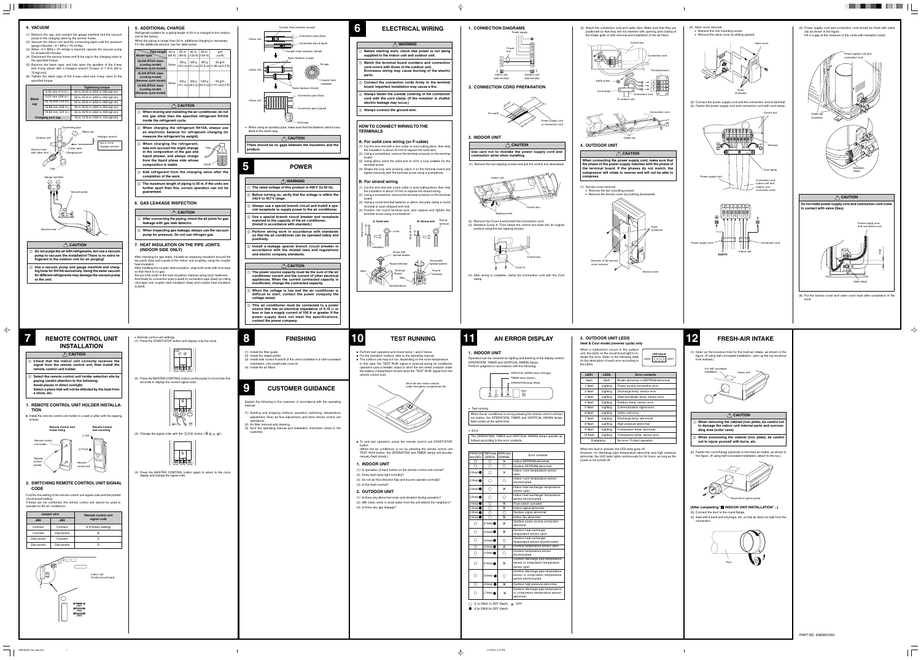## 4. VACUUM

(1) Remove the cap, and connect the gauge manifold and the vacuum pump to the charging valve by the service hoses.
(2) Vacuum the indoor unit and the connecting pipes until the pressure gauge indicates –0.1 MPa (–76 cmHg).
(3) When –0.1 MPa (–76 cmHg) is reached, operate the vacuum pump for at least 60 minutes.
(4) Disconnect the service hoses and fit the cap to the charging valve to the specified torque.
(5) Remove the blank caps, and fully open the spindles of the 3-way and 3-way valves with a hexagon wrench [Torque: 6-7 N·m (60 to 70 kgf·cm)].
(6) Tighten the blank caps of the 3-way valve and 3-way valve to the specified torque.

| | | Tightening torque |
|---|---|---|
| Blank cap | 6.35 mm (1/4 in.) | 20 to 25 N·m (200 to 250 kgf·cm) |
| | 9.52 mm (3/8 in.) | 20 to 25 N·m (200 to 250 kgf·cm) |
| | 12.70 mm (1/2 in.) | 25 to 30 N·m (250 to 300 kgf·cm) |
| | 15.88 mm (5/8 in.) | 30 to 35 N·m (300 to 350 kgf·cm) |
| | 19.05 mm (3/4 in.) | 35 to 40 N·m (350 to 400 kgf·cm) |
| Charging port cap | | 10 to 12 N·m (100 to 120 kgf·cm) |

Connecting pipe
Blank cap
Outdoor unit
Hexagon wrench
Use a 4 mm hexagon wrench.
3-way valve
Service hose with valve core
Charging port
Cap
Gauge manifold
Vacuum pump
Service hose

### ⚠ CAUTION

① **Do not purge the air with refrigerants, but use a vacuum pump to vacuum the installation! There is no extra refrigerant in the outdoor unit for air purging!**

② **Use a vacuum pump and gauge manifold and charging hose for R410A exclusively. Using the same vacuum for different refrigerants may damage the vacuum pump or the unit.**

## 5. ADDITIONAL CHARGE

Refrigerant suitable for a piping length of 20 m is charged in the outdoor unit at the factory.
When the piping is longer than 20 m, additional charging is necessary. For the additional amount, see the table below.

| Model type \ Pipe length | 20 m (66 ft) | 30 m (99 ft) | 40 m (132 ft) | 50 m (164 ft) | g/m (oz/ft) |
|---|---|---|---|---|---|
| 36,000 BTU/h class (cooling model) (Reverse cycle model) | None | 300 g (10.6 oz) | 600 g (21.2 oz) | 900 g (31.8 oz) | 30 g/m (1.06 oz/3.3 ft) |
| 45,000 BTU/h class (cooling model) (Reverse cycle model) 54,000 BTU/h class (cooling model) (Reverse cycle model) | None | 400 g (14.1 oz) | 800 g (28.2 oz) | 1200 g (42.3 oz) | 40 g/m (1.41 oz/3.3 ft) |

### ⚠ CAUTION

① **When moving and installing the air conditioner, do not mix gas other than the specified refrigerant R410A inside the refrigerant cycle.**

② **When charging the refrigerant R410A, always use an electronic balance for refrigerant charging (to measure the refrigerant by weight).**

③ **When charging the refrigerant, take into account the slight change in the composition of the gas and liquid phases, and always charge from the liquid phase side whose composition is stable.**

Gas
Liquid

④ **Add refrigerant from the charging valve after the completion of the work.**

⑤ **The maximum length of piping is 50 m. If the units are further apart than this, correct operation can not be guaranteed.**

## 6. GAS LEAKAGE INSPECTION

### ⚠ CAUTION

① **After connecting the piping, check the all joints for gas leakage with gas leak detector.**

② **When inspecting gas leakage, always use the vacuum pump for pressure. Do not use nitrogen gas.**

## 7. HEAT INSULATION ON THE PIPE JOINTS (INDOOR SIDE ONLY)

After checking for gas leaks, insulate by wrapping insulation around the two parts (Gas and Liquid) of the indoor unit coupling, using the coupler heat insulation.
After installing the coupler heat insulation, wrap both ends with vinyl tape so that there is no gap.
Secure both ends of the heat insulation material using nylon fasteners. And finally fix connection pipe (Liquid) to connection pipe (Gas) by rolling vinyl tape over coupler heat insulation (Gas) and coupler heat insulation (Liquid).

Coupler heat insulation (Large)
Indoor unit
Connection pipe (Gas)
Connection pipe (Liquid)
Coupler heat insulation (Small)
Nylon fastener (Large)
No gap
Coupler heat insulation
Nylon fastener (Small)
Connection pipe (Gas)
Connection pipe (Liquid)
Vinyl tape

• When using an auxiliary pipe, make sure that the fastener used is insulated in the same way.

### ⚠ CAUTION

**There should be no gaps between the insulation and the product.**

# 5 POWER

### ⚠ WARNING

① **The rated voltage of this product is 400 V 3ø 50 Hz.**

② **Before turning on, verify that the voltage is within the 342 V to 457 V range.**

③ **Always use a special branch circuit and install a special receptacle to supply power to the air conditioner.**

④ **Use a special branch circuit breaker and receptacle matched to the capacity of the air conditioner. (Install in accordance with standard.)**

⑤ **Perform wiring work in accordance with standards so that the air conditioner can be operated safely and positively.**

⑥ **Install a leakage special branch circuit breaker in accordance with the related laws and regulations and electric company standards.**

### ⚠ CAUTION

① **The power source capacity must be the sum of the air conditioner current and the current of other electrical appliances. When the current contracted capacity is insufficient, change the contracted capacity.**

② **When the voltage is low and the air conditioner is difficult to start, contact the power company the voltage raised.**

③ **This air conditioner must be connected to a power source that has an electrical impedance of 0.15 Ω or less or has a supply current of 100 A or greater. If the power supply does not meet the specifications, contact the power company.**

# 6 ELECTRICAL WIRING

### ⚠ WARNING

① **Before starting work, check that power is not being supplied to the indoor unit and outdoor unit.**

② **Match the terminal board numbers and connection cord colors with those of the outdoor unit. Erroneous wiring may cause burning of the electric parts.**

③ **Connect the connection cords firmly to the terminal board. Imperfect installation may cause a fire.**

④ **Always fasten the outside covering of the connection cord with the cord clamp. (If the insulator is chafed, electric leakage may occur.)**

⑤ **Always connect the ground wire.**

## HOW TO CONNECT WIRING TO THE TERMINALS

### A. For solid core wiring (or F-cable)

(1) Cut the wire end with a wire cutter or wire-cutting pliers, then strip the insulation to about 25 mm to expose the solid wire.
(2) Using a screwdriver, remove the terminal screw(s) on the terminal board.
(3) Using pliers, bend the solid wire to form a loop suitable for the terminal screw.
(4) Shape the loop wire properly, place it on the terminal board and tighten securely with the terminal screw using a screwdriver.

### B. For strand wiring

(1) Cut the wire end with a wire cutter or wire-cutting pliers, then strip the insulation to about 10 mm to expose the strand wiring.
(2) Using a screwdriver, remove the terminal screw(s) on the terminal board.
(3) Using a round terminal fastener or pliers, securely clamp a round terminal to each stripped wire end.
(4) Position the round terminal wire, and replace and tighten the terminal screw using a screwdriver.

A. Solid wire
B. Strand wire
Loop
Round terminal
Insulation
Screw with special washer
Round terminal
Terminal board
Wire
Screw with special washer
Round terminal
Wire
Terminal block

## 1. CONNECTION DIAGRAMS

Power supply
Power line
Indoor unit side terminal
Outdoor unit side terminal

## 2. CONNECTION CORD PREPARATION

For earth
Power supply cord or connection cord

## 3. INDOOR UNIT

### ⚠ CAUTION

**Use care not to mistake the power supply cord and connection wires when installing.**

(1) Remove the two tapping screws and pull the control box downward.

Indoor unit
Control box
Tapping screw

(2) Remove the Cover A and install the Connection cord.
(3) Reattach Cover A. Then fasten the control box back into its original position using the two tapping screws.

Control box
Cover A

(4) After wiring is complete, clamp the Connection cord with the Cord clamp.

(5) Attach the connection cord and cable clips. Make sure that they are positioned so that they will not interfere with opening and closing of the intake grille or with removal and installation of the air filters.

Control box
Connection cord
Terminal board
Earth screw
Cord clamp
Connection cord
To outdoor unit
Connection cord
Cable clip

## 4. OUTDOOR UNIT

### ⚠ CAUTION

**When connecting the power supply cord, make sure that the phase of the power supply matches with the phase of the terminal board. If the phases do not match, the compressor will rotate in reverse and will not be able to compress.**

(1) Service cover removal
• Remove the two mounting screws.
• Remove the service cover by pushing downwards.

Hook (3 places)
Direction of the service cover removal
Service cover

(2) Valve cover removal
• Remove the one mounting screw.
• Remove the valve cover by sliding upward.

Valve cover
Hook (4 places)

(3) Connect the power supply cord and the connection cord to terminal.
(4) Fasten the power supply cord and connection cord with cord clamp.

Control box
Terminal
Cord clamp
Power supply cord
Connection cord (indoor unit and outdoor unit connection cord)
Power supply cord
EARTH
Indoor unit
Connection cord

(5) Power supply cord and connection cord should be fixed with cable clip as shown in the figure.
Fill in a gap at the entrance of the cords with insulation (seal).

Power supply cord and connection cord
Cable clip (3 places)
Insulation (Seal)

### ⚠ CAUTION

**Do not make power supply cord and connection cord come in contact with valve (Gas).**

Power supply cord and connection cord
Gap
Valve (Gas)

(6) Put the service cover and valve cover back after completion of the work.

# 7 REMOTE CONTROL UNIT INSTALLATION

### ⚠ CAUTION

① **Check that the indoor unit correctly receives the signal from the remote control unit, then install the remote control unit holder.**

② **Select the remote control unit holder selection site by paying careful attention to the following: Avoid places in direct sunlight. Select a place that will not be affected by the heat from a stove, etc.**

## 1. REMOTE CONTROL UNIT HOLDER INSTALLATION

• Install the remote control unit holder to a wall or pillar with the tapping screws.

Remote Control Unit holder fixing
Remote Control Unit mounting
Remote control unit holder
① Push
② Set
Tapping screws (small)
Remote control unit

## 2. SWITCHING REMOTE CONTROL UNIT SIGNAL CODE

Confirm the setting of the remote control and signal code and the printed circuit board setting.
If these are not confirmed, the remote control unit cannot be used to operate the air conditioner.

| Jumper wire | | Remote control unit signal code |
|---|---|---|
| JM2 | JM3 | |
| Connect | Connect | A (Primary setting) |
| Connect | Disconnect | B |
| Disconnect | Connect | C |
| Disconnect | Disconnect | D |

Indoor unit Printed circuit board
JM1
JM2
JM3

• Remote control unit settings
(1) Press the START/STOP button and display only the clock.

(2) Press the MASTER CONTROL button continuously for more than five seconds to display the current signal code.

(3) Change the signal code with the ⊕/⊖ button ( A→b→c→d ).

(4) Press the MASTER CONTROL button again to return to the clock display and change the signal code.

# 8 FINISHING

(1) Install the filter guide.
(2) Install the intake grilles.
(3) Install side covers A and B (if the unit is installed in a half-concealed orientation, only install side cover A).
(4) Install the air filters.

# 9 CUSTOMER GUIDANCE

Explain the following to the customer in accordance with the operating manual:

(1) Starting and stopping method, operation switching, temperature adjustment, timer, air flow adjustment, and other remote control unit operations.
(2) Air filter removal and cleaning.
(3) Give the operating manual and installation instruction sheet to the customer.

# 10 TEST RUNNING

♦ Perform test operation and check items 1 and 2 below.
♦ For the operation method, refer to the operating manual.
♦ The outdoor unit may not run, depending on the room temperature. In this case, the "TEST RUN" signal is received during air conditioner operation (use a metallic object to short the two metal contacts under the battery compartment lid and send the "TEST RUN" signal from the remote control unit).

Short the two metal contacts under the battery compartment lid.

♦ To end test operation, press the remote control unit START/STOP button.
(When the air conditioner is run by pressing the remote control unit TEST RUN button, the OPERATION and TIMER lamps will simultaneously flash slowly.)

## 1. INDOOR UNIT

(1) Is operation of each button on the remote control unit normal?
(2) Does each lamp light normally?
(3) Do not air flow direction flap and louvers operate normally?
(4) Is the drain normal?

## 2. OUTDOOR UNIT

(1) Is there any abnormal noise and vibration during operation?
(2) Will noise, wind, or drain water from the unit disturb the neighbors?
(3) Is there any gas leakage?

# 11 AN ERROR DISPLAY

## 1. INDOOR UNIT

Operation can be checked by lighting and flashing of the display section OPERATION, TIMER and VERTICAL SWING lamps.
Perform judgement in accordance with the following.

VERTICAL SWING lamp (Orange)
TIMER lamp (Green)
OPERATION lamp (Red)

• Test running

When the air conditioner is run by pressing the remote control unit test run button, the OPERATION, TIMER and VERTICAL SWING lamps flash slowly at the same time.

• Error

The OPERATION, TIMER and VERTICAL SWING lamps operate as follows according to the error contents.

| OPERATION lamp (RED) | TIMER lamp (GREEN) | SWING lamp (ORANGE) | Error contents |
|---|---|---|---|
| ◯ | ◯ | × | Indoor EEPROM abnormal |
| ◯ | ◯ | ◯ | Outdoor EEPROM abnormal |
| (2 times) ● | ◯ | × | Indoor room temperature sensor open |
| (2 times) ● | ◯ | ◯ | Indoor room temperature sensor shortcircuited |
| (3 times) ● | ◯ | × | Indoor heat exchanger temperature sensor open |
| (3 times) ● | ◯ | ◯ | Indoor heat exchanger temperature sensor shortcircuited |
| (4 times) ● | ◯ | × | Float switch operated |
| (5 times) ● | ◯ | × | Indoor signal abnormal |
| (5 times) ● | ◯ | ◯ | Outdoor signal abnormal |
| (6 times) ● | ◯ | × | Indoor fan abnormal |
| ◯ | (2 times) ● | × | Outdoor power source connection abnormal |
| ◯ | (3 times) ● | × | Outdoor heat exchanger temperature sensor open |
| ◯ | (3 times) ● | ◯ | Outdoor heat exchanger temperature sensor shortcircuited |
| ◯ | (4 times) ● | × | Outdoor temperature sensor open |
| ◯ | (4 times) ● | ◯ | Outdoor temperature sensor shortcircuited |
| ◯ | (5 times) ● | × | Outdoor discharge pipe temperature sensor or compressor temperature sensor open |
| ◯ | (5 times) ● | ◯ | Outdoor discharge pipe temperature sensor or compressor temperature sensor shortcircuited |
| ◯ | (6 times) ● | × | Outdoor high pressure abnormal |
| ◯ | (7 times) ● | × | Outdoor discharge pipe temperature or compressor temperature sensor abnormal |

◯ : 0.1s ON/0.1s OFF (flash) × : OFF
● : 0.5s ON/0.5s OFF (flash)

## 2. OUTDOOR UNIT LEDS

**Heat & Cool model (reverse cycle) only**

When a malfunction occurs in the outdoor unit, the LEDs on the circuit board light to indicate the error. Refer to the following table for the description of each error according to the LEDs.

LED layout
LED2 LED1

| LED1 | LED2 | Error contents |
|---|---|---|
| flash | flash | Model abnormal or EEPROM abnormal |
| 1 flash | Lighting | Power source connection error |
| 2 flash | Lighting | Discharge temp. sensor error |
| 3 flash | Lighting | Heat exchanger temp. sensor error |
| 4 flash | Lighting | Outdoor temp. sensor error |
| 5 flash | Lighting | Communication signal error |
| 6 flash | Lighting | Indoor unit error |
| 7 flash | Lighting | Discharge temp. abnormal |
| 8 flash | Lighting | High pressure abnormal |
| 9 flash | Lighting | Compressor temp. abnormal |
| 10 flash | Lighting | Compressor temp. sensor error |
| Dislighting | | No error. Protect operation |

When the fault is cleared, the LED lamp goes off.
However, for discharge pipe temperature abnormal and high pressure abnormal, the LED lamp lights continuously for 24 hours, as long as the power is not turned off.

# 12 FRESH-AIR INTAKE

(1) Open up the knockout hole for the fresh-air intake, as shown in the figure. (If using half-concealed installation, open up the top knockout hole instead.)

For half concealed installation
Indoor unit

### ⚠ CAUTION

① **When removing the cabinet (iron plate), be careful not to damage the indoor unit internal parts and surrounding area (outer case).**

② **When processing the cabinet (iron plate), be careful not to injure yourself with burrs, etc.**

(2) Fasten the round flange (optional) to the fresh-air intake, as shown in the figure. (If using half-concealed installation, attach to the top.)

Round duct (option parts)

**[After completing "3 INDOOR UNIT INSTALLATION"...]**

(3) Connect the duct to the round flange.
(4) Seal with a band and vinyl tape, etc. so that air does not leak from the connection.

Duct

PART NO. 9360461094